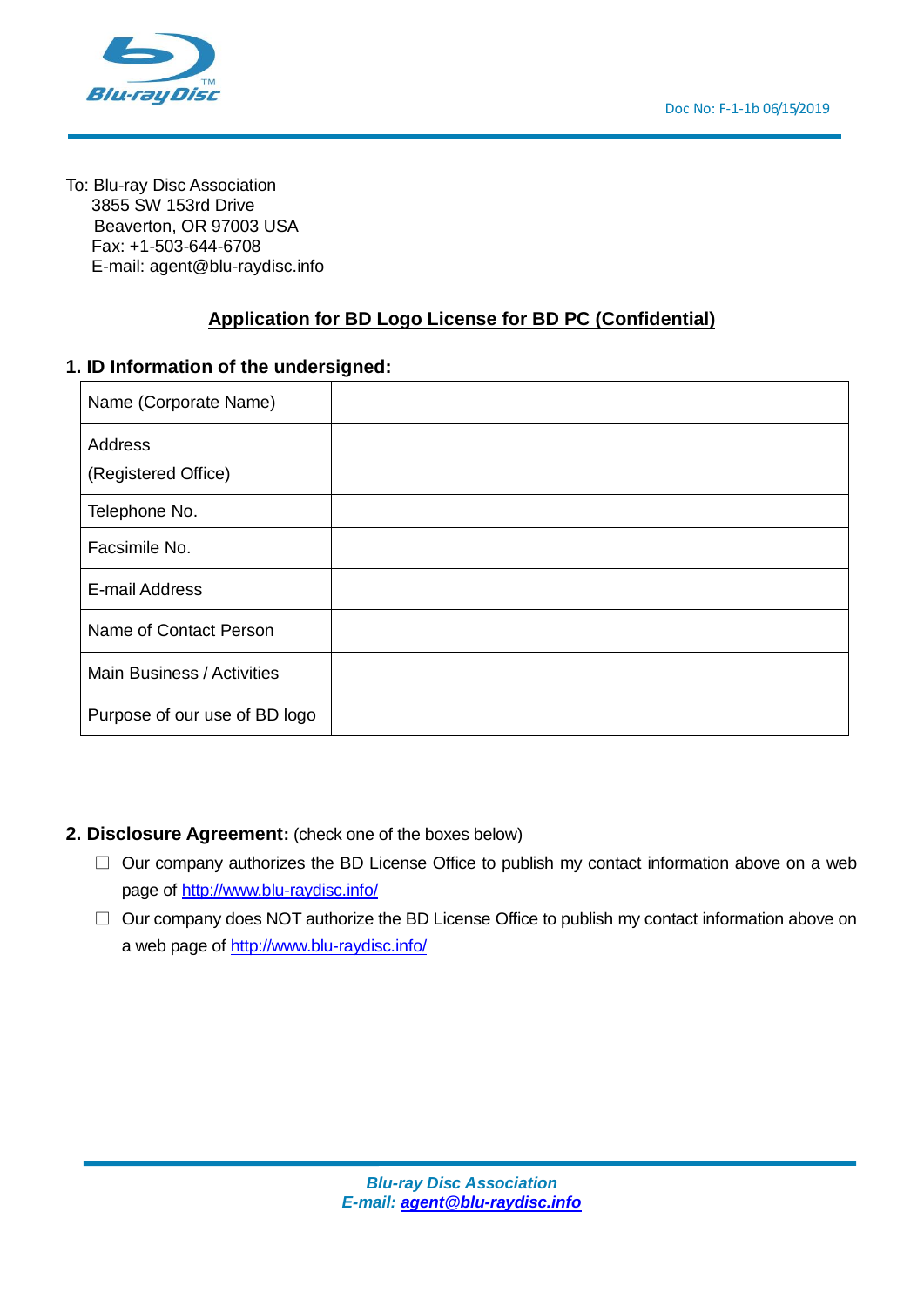Doc No: F-1-1b 06/15/2019

To: Blu-ray Disc Association
3855 SW 153rd Drive
Beaverton, OR 97003 USA
Fax: +1-503-644-6708
E-mail: agent@blu-raydisc.info

## Application for BD Logo License for BD PC (Confidential)

### 1. ID Information of the undersigned:

| | |
|---|---|
| Name (Corporate Name) | |
| Address (Registered Office) | |
| Telephone No. | |
| Facsimile No. | |
| E-mail Address | |
| Name of Contact Person | |
| Main Business / Activities | |
| Purpose of our use of BD logo | |

### 2. Disclosure Agreement: (check one of the boxes below)

- ☐ Our company authorizes the BD License Office to publish my contact information above on a web page of http://www.blu-raydisc.info/
- ☐ Our company does NOT authorize the BD License Office to publish my contact information above on a web page of http://www.blu-raydisc.info/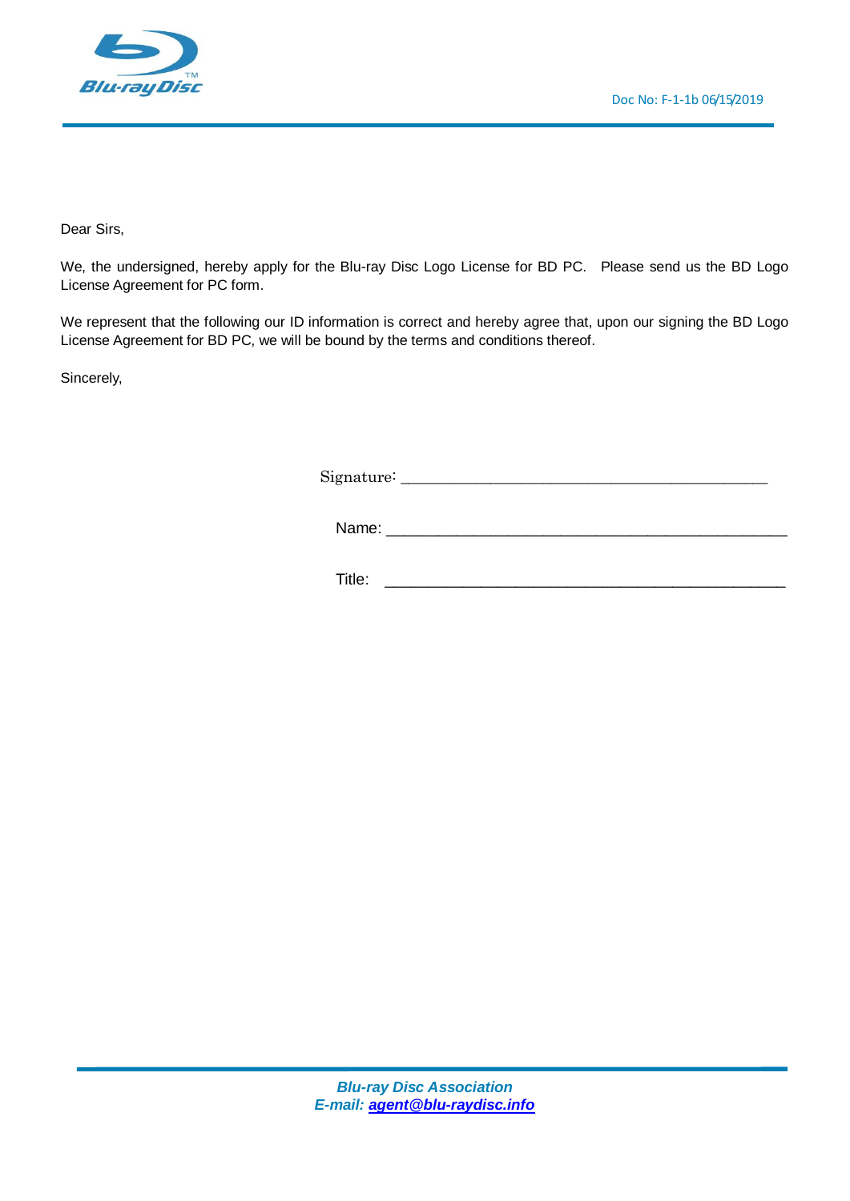Doc No: F-1-1b 06/15/2019

Dear Sirs,

We, the undersigned, hereby apply for the Blu-ray Disc Logo License for BD PC. Please send us the BD Logo License Agreement for PC form.

We represent that the following our ID information is correct and hereby agree that, upon our signing the BD Logo License Agreement for BD PC, we will be bound by the terms and conditions thereof.

Sincerely,

Signature: ______________________________________________

Name: ______________________________________________

Title: ______________________________________________

***Blu-ray Disc Association***
***E-mail: agent@blu-raydisc.info***